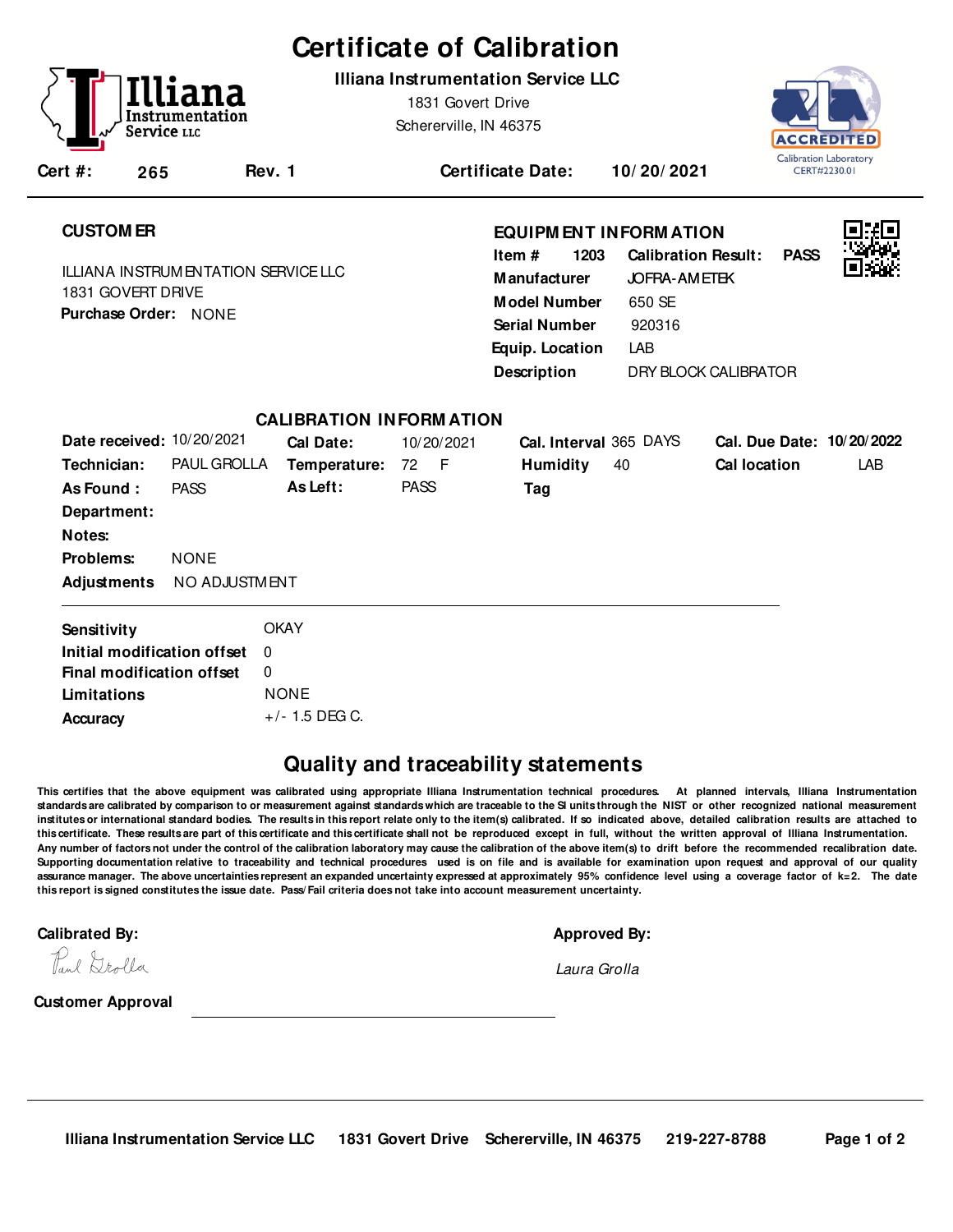# Certificate of Calibration

**Illiana Instrumentation Service LLC**

1831 Govert Drive
Schererville, IN 46375

ACCREDITED
Calibration Laboratory
CERT#2230.01

**Cert #:** 265 **Rev.** 1 **Certificate Date:** 10/20/2021

## CUSTOMER

ILLIANA INSTRUMENTATION SERVICE LLC
1831 GOVERT DRIVE
**Purchase Order:** NONE

## EQUIPMENT INFORMATION

| | |
|---|---|
| **Item #** | 1203 |
| **Calibration Result:** | PASS |
| **Manufacturer** | JOFRA-AMETEK |
| **Model Number** | 650 SE |
| **Serial Number** | 920316 |
| **Equip. Location** | LAB |
| **Description** | DRY BLOCK CALIBRATOR |

## CALIBRATION INFORMATION

| | | | | | | | |
|---|---|---|---|---|---|---|---|
| **Date received:** | 10/20/2021 | **Cal Date:** | 10/20/2021 | **Cal. Interval** | 365 DAYS | **Cal. Due Date:** | 10/20/2022 |
| **Technician:** | PAUL GROLLA | **Temperature:** | 72 F | **Humidity** | 40 | **Cal location** | LAB |
| **As Found :** | PASS | **As Left:** | PASS | **Tag** | | | |

**Department:**

**Notes:**

**Problems:** NONE

**Adjustments** NO ADJUSTMENT

| | |
|---|---|
| **Sensitivity** | OKAY |
| **Initial modification offset** | 0 |
| **Final modification offset** | 0 |
| **Limitations** | NONE |
| **Accuracy** | +/- 1.5 DEG C. |

## Quality and traceability statements

**This certifies that the above equipment was calibrated using appropriate Illiana Instrumentation technical procedures. At planned intervals, Illiana Instrumentation standards are calibrated by comparison to or measurement against standards which are traceable to the SI units through the NIST or other recognized national measurement institutes or international standard bodies. The results in this report relate only to the item(s) calibrated. If so indicated above, detailed calibration results are attached to this certificate. These results are part of this certificate and this certificate shall not be reproduced except in full, without the written approval of Illiana Instrumentation. Any number of factors not under the control of the calibration laboratory may cause the calibration of the above item(s) to drift before the recommended recalibration date. Supporting documentation relative to traceability and technical procedures used is on file and is available for examination upon request and approval of our quality assurance manager. The above uncertainties represent an expanded uncertainty expressed at approximately 95% confidence level using a coverage factor of k=2. The date this report is signed constitutes the issue date. Pass/Fail criteria does not take into account measurement uncertainty.**

**Calibrated By:** Paul Grolla

**Approved By:** *Laura Grolla*

**Customer Approval** \_\_\_\_\_\_\_\_\_\_\_\_\_\_\_\_\_\_\_\_\_\_\_\_\_\_\_\_\_\_

**Illiana Instrumentation Service LLC 1831 Govert Drive Schererville, IN 46375 219-227-8788**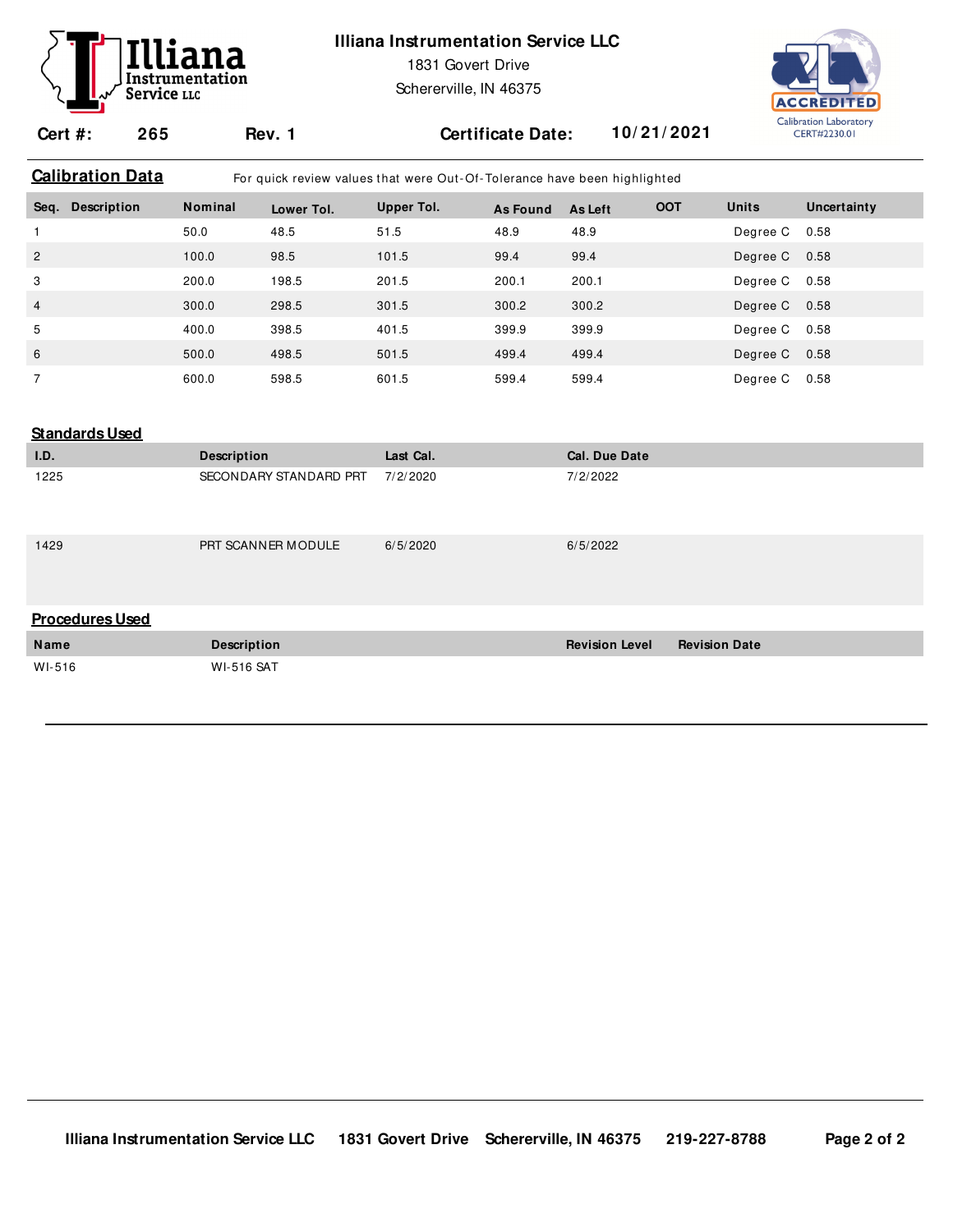# Illiana Instrumentation Service LLC

1831 Govert Drive
Schererville, IN 46375

ACCREDITED
Calibration Laboratory
CERT#2230.01

**Cert #:** 265 **Rev. 1** **Certificate Date:** 10/21/2021

## Calibration Data

For quick review values that were Out-Of-Tolerance have been highlighted

| Seq. | Description | Nominal | Lower Tol. | Upper Tol. | As Found | As Left | OOT | Units | Uncertainty |
|---|---|---|---|---|---|---|---|---|---|
| 1 | | 50.0 | 48.5 | 51.5 | 48.9 | 48.9 | | Degree C | 0.58 |
| 2 | | 100.0 | 98.5 | 101.5 | 99.4 | 99.4 | | Degree C | 0.58 |
| 3 | | 200.0 | 198.5 | 201.5 | 200.1 | 200.1 | | Degree C | 0.58 |
| 4 | | 300.0 | 298.5 | 301.5 | 300.2 | 300.2 | | Degree C | 0.58 |
| 5 | | 400.0 | 398.5 | 401.5 | 399.9 | 399.9 | | Degree C | 0.58 |
| 6 | | 500.0 | 498.5 | 501.5 | 499.4 | 499.4 | | Degree C | 0.58 |
| 7 | | 600.0 | 598.5 | 601.5 | 599.4 | 599.4 | | Degree C | 0.58 |

## Standards Used

| I.D. | Description | Last Cal. | Cal. Due Date |
|---|---|---|---|
| 1225 | SECONDARY STANDARD PRT | 7/2/2020 | 7/2/2022 |
| 1429 | PRT SCANNER MODULE | 6/5/2020 | 6/5/2022 |

## Procedures Used

| Name | Description | Revision Level | Revision Date |
|---|---|---|---|
| WI-516 | WI-516 SAT | | |